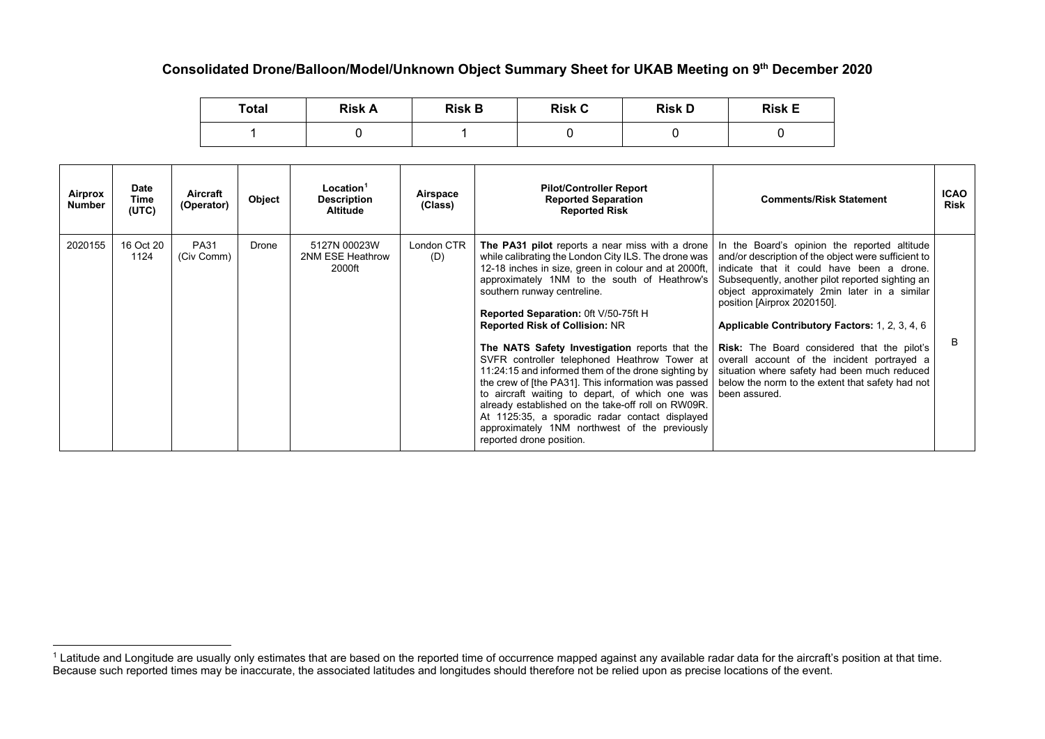## Consolidated Drone/Balloon/Model/Unknown Object Summary Sheet for UKAB Meeting on 9th December 2020

| Total | Risk A | Risk B | Risk C | Risk D | Risk E |
|---|---|---|---|---|---|
| 1 | 0 | 1 | 0 | 0 | 0 |

| Airprox Number | Date Time (UTC) | Aircraft (Operator) | Object | Location[1] Description Altitude | Airspace (Class) | Pilot/Controller Report Reported Separation Reported Risk | Comments/Risk Statement | ICAO Risk |
|---|---|---|---|---|---|---|---|---|
| 2020155 | 16 Oct 20 1124 | PA31 (Civ Comm) | Drone | 5127N 00023W 2NM ESE Heathrow 2000ft | London CTR (D) | **The PA31 pilot** reports a near miss with a drone while calibrating the London City ILS. The drone was 12-18 inches in size, green in colour and at 2000ft, approximately 1NM to the south of Heathrow's southern runway centreline.<br><br>**Reported Separation:** 0ft V/50-75ft H<br>**Reported Risk of Collision:** NR<br><br>**The NATS Safety Investigation** reports that the SVFR controller telephoned Heathrow Tower at 11:24:15 and informed them of the drone sighting by the crew of [the PA31]. This information was passed to aircraft waiting to depart, of which one was already established on the take-off roll on RW09R. At 1125:35, a sporadic radar contact displayed approximately 1NM northwest of the previously reported drone position. | In the Board's opinion the reported altitude and/or description of the object were sufficient to indicate that it could have been a drone. Subsequently, another pilot reported sighting an object approximately 2min later in a similar position [Airprox 2020150].<br><br>**Applicable Contributory Factors:** 1, 2, 3, 4, 6<br><br>**Risk:** The Board considered that the pilot's overall account of the incident portrayed a situation where safety had been much reduced below the norm to the extent that safety had not been assured. | B |

[1] Latitude and Longitude are usually only estimates that are based on the reported time of occurrence mapped against any available radar data for the aircraft's position at that time. Because such reported times may be inaccurate, the associated latitudes and longitudes should therefore not be relied upon as precise locations of the event.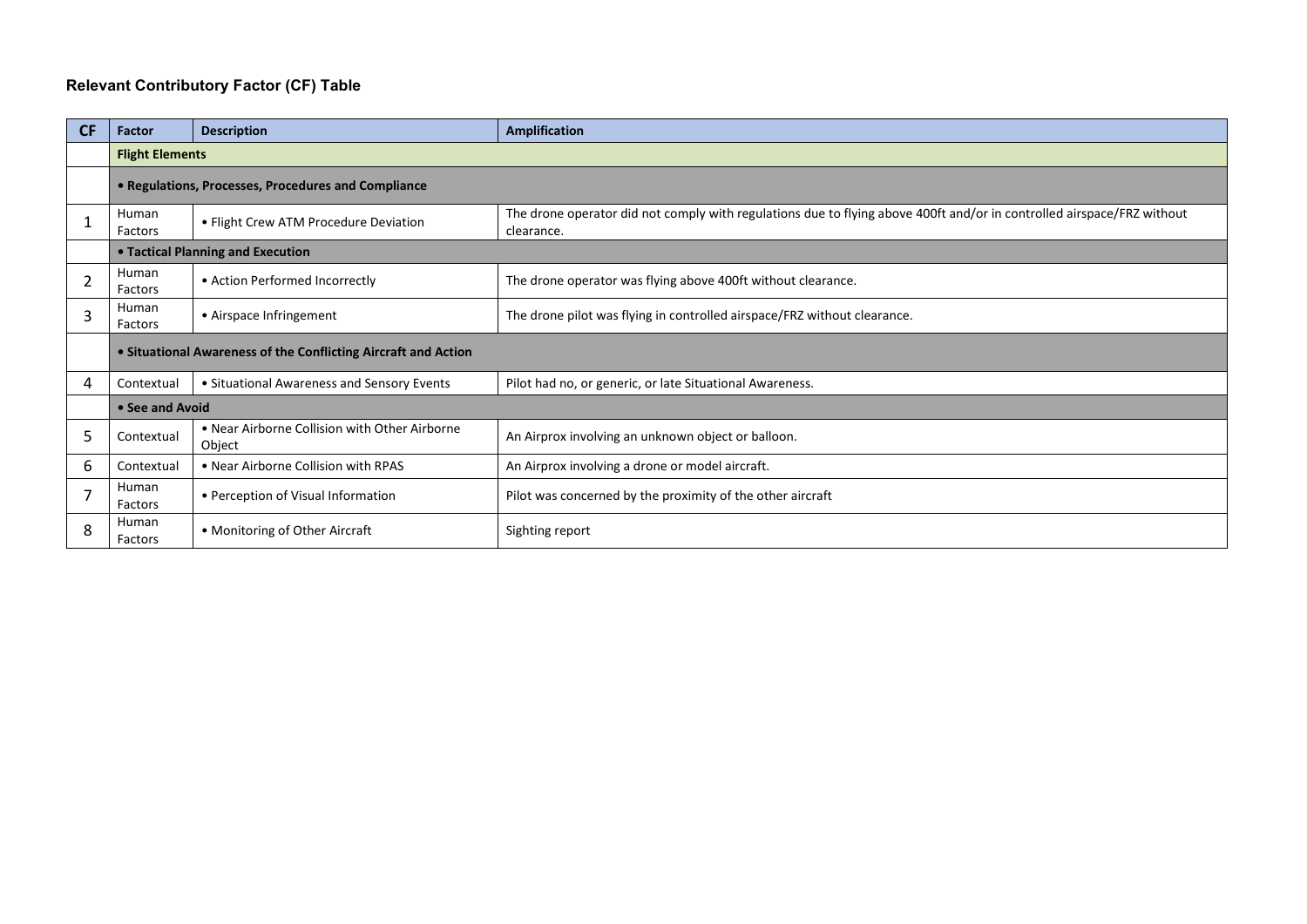### Relevant Contributory Factor (CF) Table

| CF | Factor | Description | Amplification |
|---|---|---|---|
| | **Flight Elements** | | |
| | **• Regulations, Processes, Procedures and Compliance** | | |
| 1 | Human Factors | • Flight Crew ATM Procedure Deviation | The drone operator did not comply with regulations due to flying above 400ft and/or in controlled airspace/FRZ without clearance. |
| | **• Tactical Planning and Execution** | | |
| 2 | Human Factors | • Action Performed Incorrectly | The drone operator was flying above 400ft without clearance. |
| 3 | Human Factors | • Airspace Infringement | The drone pilot was flying in controlled airspace/FRZ without clearance. |
| | **• Situational Awareness of the Conflicting Aircraft and Action** | | |
| 4 | Contextual | • Situational Awareness and Sensory Events | Pilot had no, or generic, or late Situational Awareness. |
| | **• See and Avoid** | | |
| 5 | Contextual | • Near Airborne Collision with Other Airborne Object | An Airprox involving an unknown object or balloon. |
| 6 | Contextual | • Near Airborne Collision with RPAS | An Airprox involving a drone or model aircraft. |
| 7 | Human Factors | • Perception of Visual Information | Pilot was concerned by the proximity of the other aircraft |
| 8 | Human Factors | • Monitoring of Other Aircraft | Sighting report |